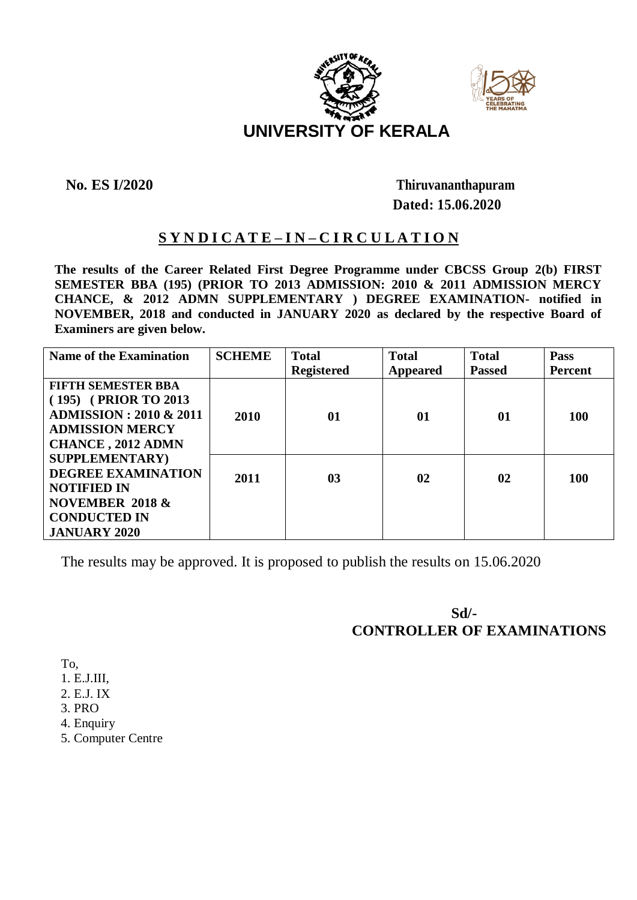# UNIVERSITY OF KERALA

**No. ES I/2020** **Thiruvananthapuram**
**Dated: 15.06.2020**

## S Y N D I C A T E – I N – C I R C U L A T I O N

**The results of the Career Related First Degree Programme under CBCSS Group 2(b) FIRST SEMESTER BBA (195) (PRIOR TO 2013 ADMISSION: 2010 & 2011 ADMISSION MERCY CHANCE, & 2012 ADMN SUPPLEMENTARY ) DEGREE EXAMINATION- notified in NOVEMBER, 2018 and conducted in JANUARY 2020 as declared by the respective Board of Examiners are given below.**

| Name of the Examination | SCHEME | Total Registered | Total Appeared | Total Passed | Pass Percent |
|---|---|---|---|---|---|
| FIFTH SEMESTER BBA ( 195) ( PRIOR TO 2013 ADMISSION : 2010 & 2011 ADMISSION MERCY CHANCE , 2012 ADMN SUPPLEMENTARY) DEGREE EXAMINATION NOTIFIED IN NOVEMBER 2018 & CONDUCTED IN JANUARY 2020 | 2010 | 01 | 01 | 01 | 100 |
| | 2011 | 03 | 02 | 02 | 100 |

The results may be approved. It is proposed to publish the results on 15.06.2020

**Sd/-**
**CONTROLLER OF EXAMINATIONS**

To,

1. E.J.III,
2. E.J. IX
3. PRO
4. Enquiry
5. Computer Centre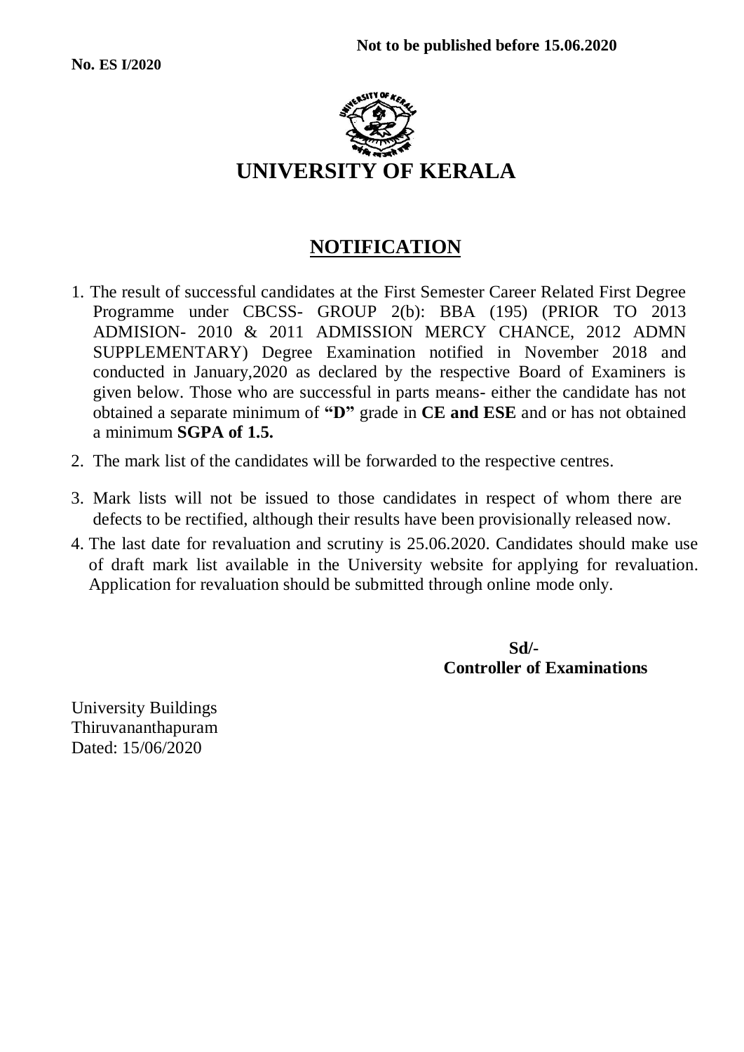**Not to be published before 15.06.2020**

**No. ES I/2020**

# UNIVERSITY OF KERALA

## NOTIFICATION

1. The result of successful candidates at the First Semester Career Related First Degree Programme under CBCSS- GROUP 2(b): BBA (195) (PRIOR TO 2013 ADMISION- 2010 & 2011 ADMISSION MERCY CHANCE, 2012 ADMN SUPPLEMENTARY) Degree Examination notified in November 2018 and conducted in January,2020 as declared by the respective Board of Examiners is given below. Those who are successful in parts means- either the candidate has not obtained a separate minimum of **"D"** grade in **CE and ESE** and or has not obtained a minimum **SGPA of 1.5.**
2. The mark list of the candidates will be forwarded to the respective centres.
3. Mark lists will not be issued to those candidates in respect of whom there are defects to be rectified, although their results have been provisionally released now.
4. The last date for revaluation and scrutiny is 25.06.2020. Candidates should make use of draft mark list available in the University website for applying for revaluation. Application for revaluation should be submitted through online mode only.

**Sd/-**
**Controller of Examinations**

University Buildings
Thiruvananthapuram
Dated: 15/06/2020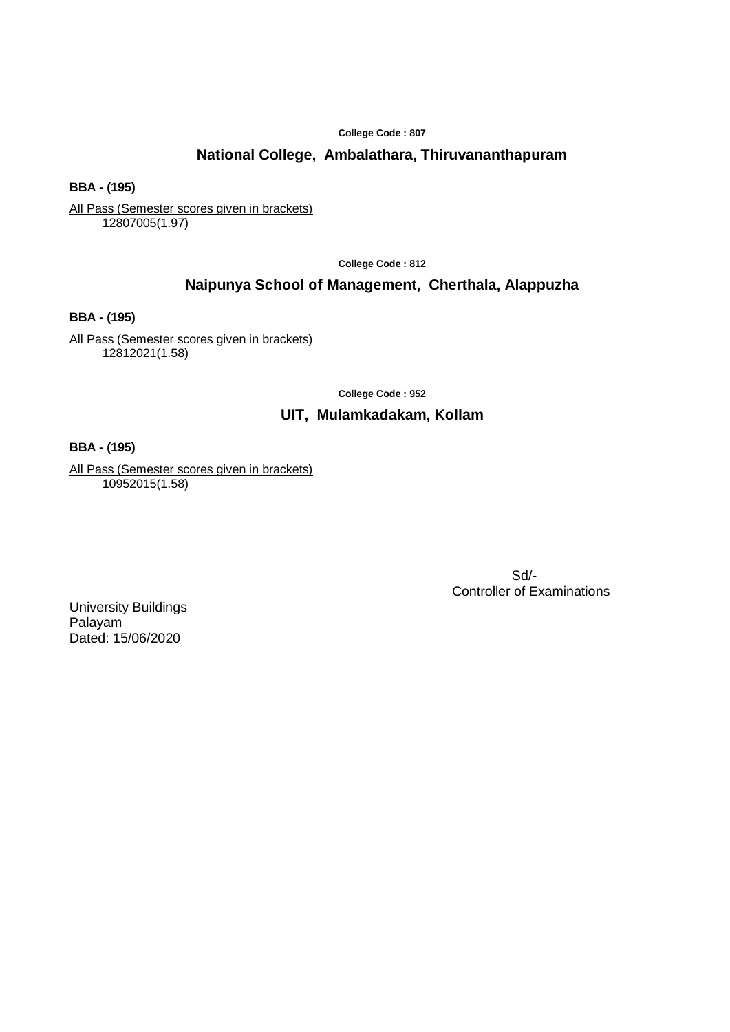**College Code : 807**

## National College, Ambalathara, Thiruvananthapuram

**BBA - (195)**

All Pass (Semester scores given in brackets)

12807005(1.97)

**College Code : 812**

## Naipunya School of Management, Cherthala, Alappuzha

**BBA - (195)**

All Pass (Semester scores given in brackets)

12812021(1.58)

**College Code : 952**

## UIT, Mulamkadakam, Kollam

**BBA - (195)**

All Pass (Semester scores given in brackets)

10952015(1.58)

Sd/-
Controller of Examinations

University Buildings
Palayam
Dated: 15/06/2020